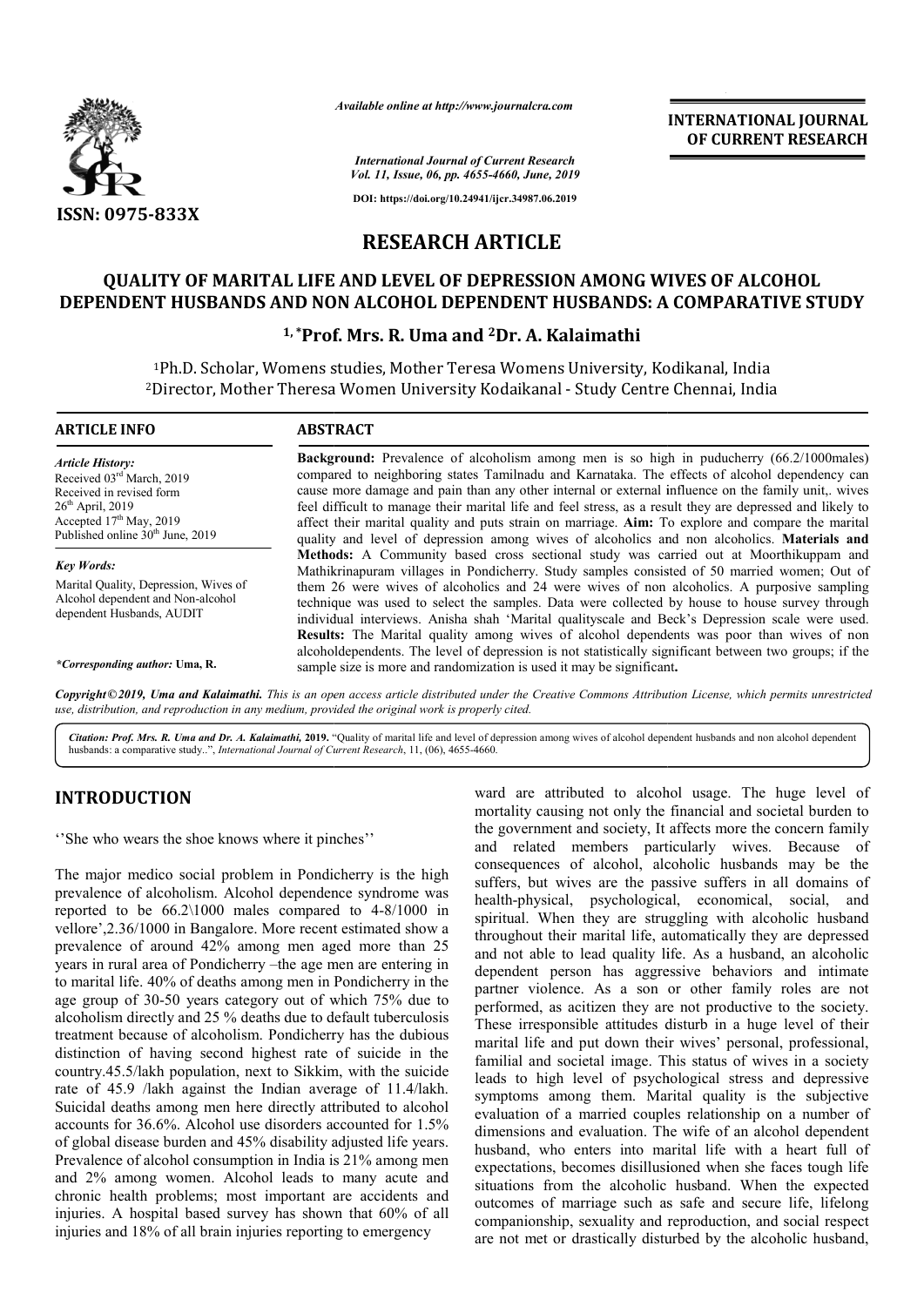# RESEARCH ARTICLE

## QUALITY OF MARITAL LIFE AND LEVEL OF DEPRESSION AMONG WIVES OF ALCOHOL DEPENDENT HUSBANDS AND NON ALCOHOL DEPENDENT HUSBANDS: A COMPARATIVE STUDY

**[1,]*Prof. Mrs. R. Uma and [2]Dr. A. Kalaimathi**

[1]Ph.D. Scholar, Womens studies, Mother Teresa Womens University, Kodikanal, India
[2]Director, Mother Theresa Women University Kodaikanal - Study Centre Chennai, India

**ARTICLE INFO**

*Article History:*
Received 03rd March, 2019
Received in revised form
26th April, 2019
Accepted 17th May, 2019
Published online 30th June, 2019

*Key Words:*
Marital Quality, Depression, Wives of Alcohol dependent and Non-alcohol dependent Husbands, AUDIT

**\*Corresponding author:* Uma, R.**

**ABSTRACT**

**Background:** Prevalence of alcoholism among men is so high in puducherry (66.2/1000males) compared to neighboring states Tamilnadu and Karnataka. The effects of alcohol dependency can cause more damage and pain than any other internal or external influence on the family unit,. wives feel difficult to manage their marital life and feel stress, as a result they are depressed and likely to affect their marital quality and puts strain on marriage. **Aim:** To explore and compare the marital quality and level of depression among wives of alcoholics and non alcoholics. **Materials and Methods:** A Community based cross sectional study was carried out at Moorthikuppam and Mathikrinapuram villages in Pondicherry. Study samples consisted of 50 married women; Out of them 26 were wives of alcoholics and 24 were wives of non alcoholics. A purposive sampling technique was used to select the samples. Data were collected by house to house survey through individual interviews. Anisha shah 'Marital qualityscale and Beck's Depression scale were used. **Results:** The Marital quality among wives of alcohol dependents was poor than wives of non alcoholdependents. The level of depression is not statistically significant between two groups; if the sample size is more and randomization is used it may be significant**.**

*Copyright©2019, Uma and Kalaimathi. This is an open access article distributed under the Creative Commons Attribution License, which permits unrestricted use, distribution, and reproduction in any medium, provided the original work is properly cited.*

*Citation: Prof. Mrs. R. Uma and Dr. A. Kalaimathi,* **2019.** "Quality of marital life and level of depression among wives of alcohol dependent husbands and non alcohol dependent husbands: a comparative study..", *International Journal of Current Research*, 11, (06), 4655-4660.

## INTRODUCTION

''She who wears the shoe knows where it pinches''

The major medico social problem in Pondicherry is the high prevalence of alcoholism. Alcohol dependence syndrome was reported to be 66.2\1000 males compared to 4-8/1000 in vellore',2.36/1000 in Bangalore. More recent estimated show a prevalence of around 42% among men aged more than 25 years in rural area of Pondicherry –the age men are entering in to marital life. 40% of deaths among men in Pondicherry in the age group of 30-50 years category out of which 75% due to alcoholism directly and 25 % deaths due to default tuberculosis treatment because of alcoholism. Pondicherry has the dubious distinction of having second highest rate of suicide in the country.45.5/lakh population, next to Sikkim, with the suicide rate of 45.9 /lakh against the Indian average of 11.4/lakh. Suicidal deaths among men here directly attributed to alcohol accounts for 36.6%. Alcohol use disorders accounted for 1.5% of global disease burden and 45% disability adjusted life years. Prevalence of alcohol consumption in India is 21% among men and 2% among women. Alcohol leads to many acute and chronic health problems; most important are accidents and injuries. A hospital based survey has shown that 60% of all injuries and 18% of all brain injuries reporting to emergency ward are attributed to alcohol usage. The huge level of mortality causing not only the financial and societal burden to the government and society, It affects more the concern family and related members particularly wives. Because of consequences of alcohol, alcoholic husbands may be the suffers, but wives are the passive suffers in all domains of health-physical, psychological, economical, social, and spiritual. When they are struggling with alcoholic husband throughout their marital life, automatically they are depressed and not able to lead quality life. As a husband, an alcoholic dependent person has aggressive behaviors and intimate partner violence. As a son or other family roles are not performed, as acitizen they are not productive to the society. These irresponsible attitudes disturb in a huge level of their marital life and put down their wives' personal, professional, familial and societal image. This status of wives in a society leads to high level of psychological stress and depressive symptoms among them. Marital quality is the subjective evaluation of a married couples relationship on a number of dimensions and evaluation. The wife of an alcohol dependent husband, who enters into marital life with a heart full of expectations, becomes disillusioned when she faces tough life situations from the alcoholic husband. When the expected outcomes of marriage such as safe and secure life, lifelong companionship, sexuality and reproduction, and social respect are not met or drastically disturbed by the alcoholic husband,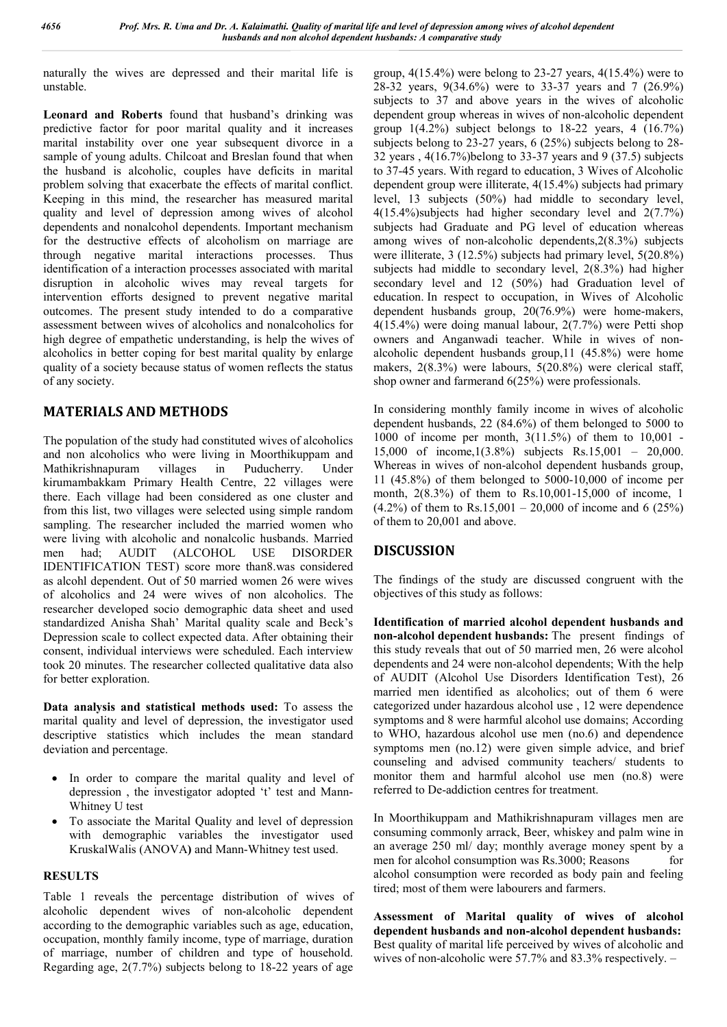naturally the wives are depressed and their marital life is unstable.

**Leonard and Roberts** found that husband's drinking was predictive factor for poor marital quality and it increases marital instability over one year subsequent divorce in a sample of young adults. Chilcoat and Breslan found that when the husband is alcoholic, couples have deficits in marital problem solving that exacerbate the effects of marital conflict. Keeping in this mind, the researcher has measured marital quality and level of depression among wives of alcohol dependents and nonalcohol dependents. Important mechanism for the destructive effects of alcoholism on marriage are through negative marital interactions processes. Thus identification of a interaction processes associated with marital disruption in alcoholic wives may reveal targets for intervention efforts designed to prevent negative marital outcomes. The present study intended to do a comparative assessment between wives of alcoholics and nonalcoholics for high degree of empathetic understanding, is help the wives of alcoholics in better coping for best marital quality by enlarge quality of a society because status of women reflects the status of any society.

## MATERIALS AND METHODS

The population of the study had constituted wives of alcoholics and non alcoholics who were living in Moorthikuppam and Mathikrishnapuram villages in Puducherry. Under kirumambakkam Primary Health Centre, 22 villages were there. Each village had been considered as one cluster and from this list, two villages were selected using simple random sampling. The researcher included the married women who were living with alcoholic and nonalcolic husbands. Married men had; AUDIT (ALCOHOL USE DISORDER IDENTIFICATION TEST) score more than8.was considered as alcohl dependent. Out of 50 married women 26 were wives of alcoholics and 24 were wives of non alcoholics. The researcher developed socio demographic data sheet and used standardized Anisha Shah' Marital quality scale and Beck's Depression scale to collect expected data. After obtaining their consent, individual interviews were scheduled. Each interview took 20 minutes. The researcher collected qualitative data also for better exploration.

**Data analysis and statistical methods used:** To assess the marital quality and level of depression, the investigator used descriptive statistics which includes the mean standard deviation and percentage.

- In order to compare the marital quality and level of depression , the investigator adopted 't' test and Mann-Whitney U test
- To associate the Marital Quality and level of depression with demographic variables the investigator used KruskalWalis (ANOVA**)** and Mann-Whitney test used.

### RESULTS

Table 1 reveals the percentage distribution of wives of alcoholic dependent wives of non-alcoholic dependent according to the demographic variables such as age, education, occupation, monthly family income, type of marriage, duration of marriage, number of children and type of household. Regarding age, 2(7.7%) subjects belong to 18-22 years of age group, 4(15.4%) were belong to 23-27 years, 4(15.4%) were to 28-32 years, 9(34.6%) were to 33-37 years and 7 (26.9%) subjects to 37 and above years in the wives of alcoholic dependent group whereas in wives of non-alcoholic dependent group 1(4.2%) subject belongs to 18-22 years, 4 (16.7%) subjects belong to 23-27 years, 6 (25%) subjects belong to 28-32 years , 4(16.7%)belong to 33-37 years and 9 (37.5) subjects to 37-45 years. With regard to education, 3 Wives of Alcoholic dependent group were illiterate, 4(15.4%) subjects had primary level, 13 subjects (50%) had middle to secondary level, 4(15.4%)subjects had higher secondary level and 2(7.7%) subjects had Graduate and PG level of education whereas among wives of non-alcoholic dependents,2(8.3%) subjects were illiterate, 3 (12.5%) subjects had primary level, 5(20.8%) subjects had middle to secondary level, 2(8.3%) had higher secondary level and 12 (50%) had Graduation level of education. In respect to occupation, in Wives of Alcoholic dependent husbands group, 20(76.9%) were home-makers, 4(15.4%) were doing manual labour, 2(7.7%) were Petti shop owners and Anganwadi teacher. While in wives of non-alcoholic dependent husbands group,11 (45.8%) were home makers, 2(8.3%) were labours, 5(20.8%) were clerical staff, shop owner and farmerand 6(25%) were professionals.

In considering monthly family income in wives of alcoholic dependent husbands, 22 (84.6%) of them belonged to 5000 to 1000 of income per month, 3(11.5%) of them to 10,001 - 15,000 of income,1(3.8%) subjects Rs.15,001 – 20,000. Whereas in wives of non-alcohol dependent husbands group, 11 (45.8%) of them belonged to 5000-10,000 of income per month, 2(8.3%) of them to Rs.10,001-15,000 of income, 1 (4.2%) of them to Rs.15,001 – 20,000 of income and 6 (25%) of them to 20,001 and above.

## DISCUSSION

The findings of the study are discussed congruent with the objectives of this study as follows:

**Identification of married alcohol dependent husbands and non-alcohol dependent husbands:** The present findings of this study reveals that out of 50 married men, 26 were alcohol dependents and 24 were non-alcohol dependents; With the help of AUDIT (Alcohol Use Disorders Identification Test), 26 married men identified as alcoholics; out of them 6 were categorized under hazardous alcohol use , 12 were dependence symptoms and 8 were harmful alcohol use domains; According to WHO, hazardous alcohol use men (no.6) and dependence symptoms men (no.12) were given simple advice, and brief counseling and advised community teachers/ students to monitor them and harmful alcohol use men (no.8) were referred to De-addiction centres for treatment.

In Moorthikuppam and Mathikrishnapuram villages men are consuming commonly arrack, Beer, whiskey and palm wine in an average 250 ml/ day; monthly average money spent by a men for alcohol consumption was Rs.3000; Reasons for alcohol consumption were recorded as body pain and feeling tired; most of them were labourers and farmers.

**Assessment of Marital quality of wives of alcohol dependent husbands and non-alcohol dependent husbands:** Best quality of marital life perceived by wives of alcoholic and wives of non-alcoholic were 57.7% and 83.3% respectively. –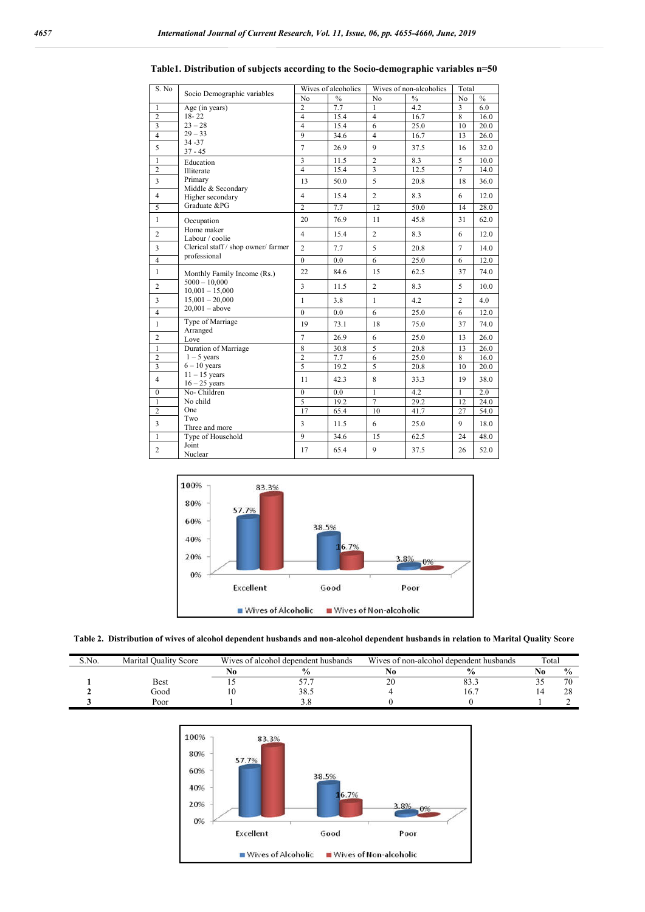**Table1. Distribution of subjects according to the Socio-demographic variables n=50**

| S. No | Socio Demographic variables | Wives of alcoholics | | Wives of non-alcoholics | | Total | |
|---|---|---|---|---|---|---|---|
| | | No | % | No | % | No | % |
| | **Age (in years)** | | | | | | |
| 1 | 18- 22 | 2 | 7.7 | 1 | 4.2 | 3 | 6.0 |
| 2 | 23 – 28 | 4 | 15.4 | 4 | 16.7 | 8 | 16.0 |
| 3 | 29 – 33 | 4 | 15.4 | 6 | 25.0 | 10 | 20.0 |
| 4 | 34 -37 | 9 | 34.6 | 4 | 16.7 | 13 | 26.0 |
| 5 | 37 - 45 | 7 | 26.9 | 9 | 37.5 | 16 | 32.0 |
| | **Education** | | | | | | |
| 1 | Illiterate | 3 | 11.5 | 2 | 8.3 | 5 | 10.0 |
| 2 | Primary | 4 | 15.4 | 3 | 12.5 | 7 | 14.0 |
| 3 | Middle & Secondary | 13 | 50.0 | 5 | 20.8 | 18 | 36.0 |
| 4 | Higher secondary | 4 | 15.4 | 2 | 8.3 | 6 | 12.0 |
| 5 | Graduate &PG | 2 | 7.7 | 12 | 50.0 | 14 | 28.0 |
| | **Occupation** | | | | | | |
| 1 | Home maker | 20 | 76.9 | 11 | 45.8 | 31 | 62.0 |
| 2 | Labour / coolie | 4 | 15.4 | 2 | 8.3 | 6 | 12.0 |
| 3 | Clerical staff / shop owner/ farmer | 2 | 7.7 | 5 | 20.8 | 7 | 14.0 |
| 4 | professional | 0 | 0.0 | 6 | 25.0 | 6 | 12.0 |
| | **Monthly Family Income (Rs.)** | | | | | | |
| 1 | 5000 – 10,000 | 22 | 84.6 | 15 | 62.5 | 37 | 74.0 |
| 2 | 10,001 – 15,000 | 3 | 11.5 | 2 | 8.3 | 5 | 10.0 |
| 3 | 15,001 – 20,000 | 1 | 3.8 | 1 | 4.2 | 2 | 4.0 |
| 4 | 20,001 – above | 0 | 0.0 | 6 | 25.0 | 6 | 12.0 |
| | **Type of Marriage** | | | | | | |
| 1 | Arranged | 19 | 73.1 | 18 | 75.0 | 37 | 74.0 |
| 2 | Love | 7 | 26.9 | 6 | 25.0 | 13 | 26.0 |
| | **Duration of Marriage** | | | | | | |
| 1 | 1 – 5 years | 8 | 30.8 | 5 | 20.8 | 13 | 26.0 |
| 2 | 6 – 10 years | 2 | 7.7 | 6 | 25.0 | 8 | 16.0 |
| 3 | 11 – 15 years | 5 | 19.2 | 5 | 20.8 | 10 | 20.0 |
| 4 | 16 – 25 years | 11 | 42.3 | 8 | 33.3 | 19 | 38.0 |
| | **No- Children** | | | | | | |
| 0 | No child | 0 | 0.0 | 1 | 4.2 | 1 | 2.0 |
| 1 | One | 5 | 19.2 | 7 | 29.2 | 12 | 24.0 |
| 2 | Two | 17 | 65.4 | 10 | 41.7 | 27 | 54.0 |
| 3 | Three and more | 3 | 11.5 | 6 | 25.0 | 9 | 18.0 |
| | **Type of Household** | | | | | | |
| 1 | Joint | 9 | 34.6 | 15 | 62.5 | 24 | 48.0 |
| 2 | Nuclear | 17 | 65.4 | 9 | 37.5 | 26 | 52.0 |

**Table 2. Distribution of wives of alcohol dependent husbands and non-alcohol dependent husbands in relation to Marital Quality Score**

| S.No. | Marital Quality Score | Wives of alcohol dependent husbands | | Wives of non-alcohol dependent husbands | | Total | |
|---|---|---|---|---|---|---|---|
| | | **No** | **%** | **No** | **%** | **No** | **%** |
| **1** | Best | 15 | 57.7 | 20 | 83.3 | 35 | 70 |
| **2** | Good | 10 | 38.5 | 4 | 16.7 | 14 | 28 |
| **3** | Poor | 1 | 3.8 | 0 | 0 | 1 | 2 |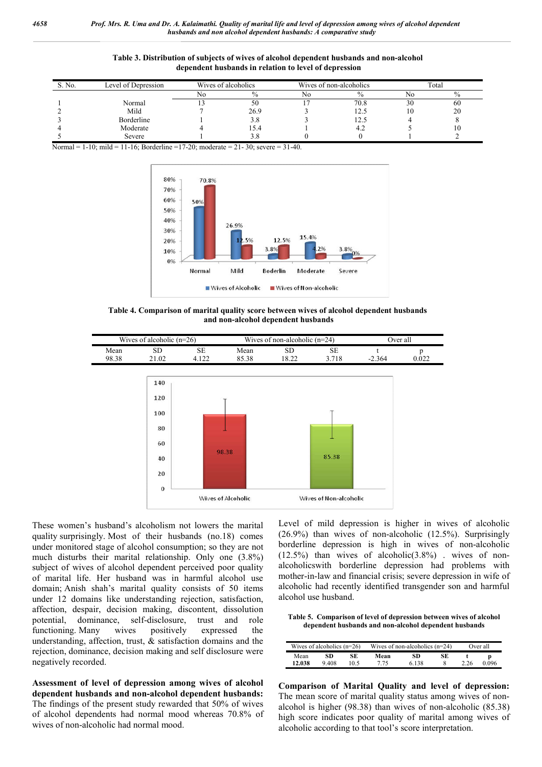**Table 3. Distribution of subjects of wives of alcohol dependent husbands and non-alcohol dependent husbands in relation to level of depression**

| S. No. | Level of Depression | Wives of alcoholics | | Wives of non-alcoholics | | Total | |
|---|---|---|---|---|---|---|---|
| | | No | % | No | % | No | % |
| 1 | Normal | 13 | 50 | 17 | 70.8 | 30 | 60 |
| 2 | Mild | 7 | 26.9 | 3 | 12.5 | 10 | 20 |
| 3 | Borderline | 1 | 3.8 | 3 | 12.5 | 4 | 8 |
| 4 | Moderate | 4 | 15.4 | 1 | 4.2 | 5 | 10 |
| 5 | Severe | 1 | 3.8 | 0 | 0 | 1 | 2 |

Normal = 1-10; mild = 11-16; Borderline =17-20; moderate = 21- 30; severe = 31-40.

**Table 4. Comparison of marital quality score between wives of alcohol dependent husbands and non-alcohol dependent husbands**

| Wives of alcoholic (n=26) | | | Wives of non-alcoholic (n=24) | | | Over all | |
|---|---|---|---|---|---|---|---|
| Mean | SD | SE | Mean | SD | SE | t | p |
| 98.38 | 21.02 | 4.122 | 85.38 | 18.22 | 3.718 | -2.364 | 0.022 |

These women's husband's alcoholism not lowers the marital quality surprisingly. Most of their husbands (no.18) comes under monitored stage of alcohol consumption; so they are not much disturbs their marital relationship. Only one (3.8%) subject of wives of alcohol dependent perceived poor quality of marital life. Her husband was in harmful alcohol use domain; Anish shah's marital quality consists of 50 items under 12 domains like understanding rejection, satisfaction, affection, despair, decision making, discontent, dissolution potential, dominance, self-disclosure, trust and role functioning. Many wives positively expressed the understanding, affection, trust, & satisfaction domains and the rejection, dominance, decision making and self disclosure were negatively recorded.

**Assessment of level of depression among wives of alcohol dependent husbands and non-alcohol dependent husbands:** The findings of the present study rewarded that 50% of wives of alcohol dependents had normal mood whereas 70.8% of wives of non-alcoholic had normal mood.

Level of mild depression is higher in wives of alcoholic (26.9%) than wives of non-alcoholic (12.5%). Surprisingly borderline depression is high in wives of non-alcoholic (12.5%) than wives of alcoholic(3.8%) . wives of non-alcoholicswith borderline depression had problems with mother-in-law and financial crisis; severe depression in wife of alcoholic had recently identified transgender son and harmful alcohol use husband.

**Table 5. Comparison of level of depression between wives of alcohol dependent husbands and non-alcohol dependent husbands**

| Wives of alcoholics (n=26) | | | Wives of non-alcoholics (n=24) | | | Over all | |
|---|---|---|---|---|---|---|---|
| Mean | SD | SE | Mean | SD | SE | t | p |
| 12.038 | 9.408 | 10.5 | 7.75 | 6.138 | 8 | 2.26 | 0.096 |

**Comparison of Marital Quality and level of depression:** The mean score of marital quality status among wives of non-alcohol is higher (98.38) than wives of non-alcoholic (85.38) high score indicates poor quality of marital among wives of alcoholic according to that tool's score interpretation.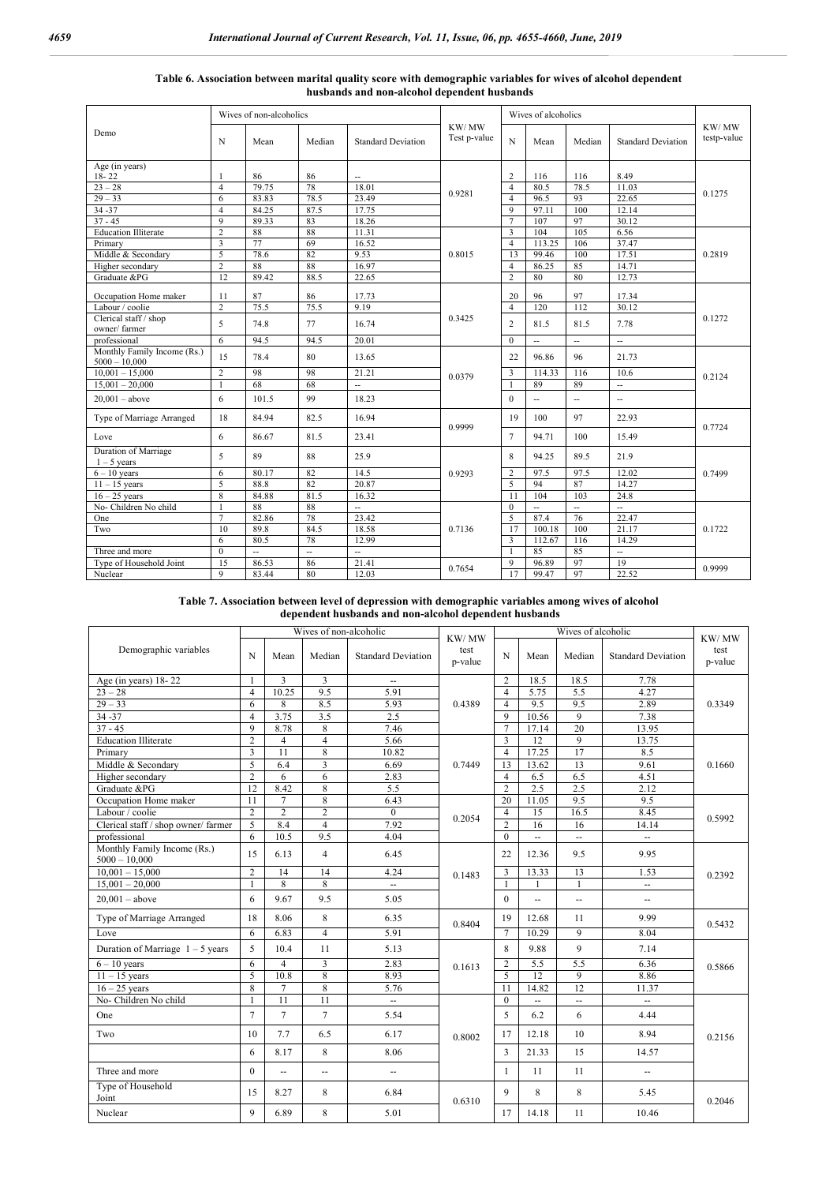**Table 6. Association between marital quality score with demographic variables for wives of alcohol dependent husbands and non-alcohol dependent husbands**

| Demo | Wives of non-alcoholics | | | | KW/ MW Test p-value | Wives of alcoholics | | | | KW/ MW testp-value |
|---|---|---|---|---|---|---|---|---|---|---|
| | N | Mean | Median | Standard Deviation | | N | Mean | Median | Standard Deviation | |
| Age (in years) 18- 22 | 1 | 86 | 86 | -- | 0.9281 | 2 | 116 | 116 | 8.49 | 0.1275 |
| 23 – 28 | 4 | 79.75 | 78 | 18.01 | | 4 | 80.5 | 78.5 | 11.03 | |
| 29 – 33 | 6 | 83.83 | 78.5 | 23.49 | | 4 | 96.5 | 93 | 22.65 | |
| 34 -37 | 4 | 84.25 | 87.5 | 17.75 | | 9 | 97.11 | 100 | 12.14 | |
| 37 - 45 | 9 | 89.33 | 83 | 18.26 | | 7 | 107 | 97 | 30.12 | |
| Education Illiterate | 2 | 88 | 88 | 11.31 | 0.8015 | 3 | 104 | 105 | 6.56 | 0.2819 |
| Primary | 3 | 77 | 69 | 16.52 | | 4 | 113.25 | 106 | 37.47 | |
| Middle & Secondary | 5 | 78.6 | 82 | 9.53 | | 13 | 99.46 | 100 | 17.51 | |
| Higher secondary | 2 | 88 | 88 | 16.97 | | 4 | 86.25 | 85 | 14.71 | |
| Graduate &PG | 12 | 89.42 | 88.5 | 22.65 | | 2 | 80 | 80 | 12.73 | |
| Occupation Home maker | 11 | 87 | 86 | 17.73 | 0.3425 | 20 | 96 | 97 | 17.34 | 0.1272 |
| Labour / coolie | 2 | 75.5 | 75.5 | 9.19 | | 4 | 120 | 112 | 30.12 | |
| Clerical staff / shop owner/ farmer | 5 | 74.8 | 77 | 16.74 | | 2 | 81.5 | 81.5 | 7.78 | |
| professional | 6 | 94.5 | 94.5 | 20.01 | | 0 | -- | -- | -- | |
| Monthly Family Income (Rs.) 5000 – 10,000 | 15 | 78.4 | 80 | 13.65 | 0.0379 | 22 | 96.86 | 96 | 21.73 | 0.2124 |
| 10,001 – 15,000 | 2 | 98 | 98 | 21.21 | | 3 | 114.33 | 116 | 10.6 | |
| 15,001 – 20,000 | 1 | 68 | 68 | -- | | 1 | 89 | 89 | -- | |
| 20,001 – above | 6 | 101.5 | 99 | 18.23 | | 0 | -- | -- | -- | |
| Type of Marriage Arranged | 18 | 84.94 | 82.5 | 16.94 | 0.9999 | 19 | 100 | 97 | 22.93 | 0.7724 |
| Love | 6 | 86.67 | 81.5 | 23.41 | | 7 | 94.71 | 100 | 15.49 | |
| Duration of Marriage 1 – 5 years | 5 | 89 | 88 | 25.9 | 0.9293 | 8 | 94.25 | 89.5 | 21.9 | 0.7499 |
| 6 – 10 years | 6 | 80.17 | 82 | 14.5 | | 2 | 97.5 | 97.5 | 12.02 | |
| 11 – 15 years | 5 | 88.8 | 82 | 20.87 | | 5 | 94 | 87 | 14.27 | |
| 16 – 25 years | 8 | 84.88 | 81.5 | 16.32 | | 11 | 104 | 103 | 24.8 | |
| No- Children No child | 1 | 88 | 88 | -- | 0.7136 | 0 | -- | -- | -- | 0.1722 |
| One | 7 | 82.86 | 78 | 23.42 | | 5 | 87.4 | 76 | 22.47 | |
| Two | 10 | 89.8 | 84.5 | 18.58 | | 17 | 100.18 | 100 | 21.17 | |
| | 6 | 80.5 | 78 | 12.99 | | 3 | 112.67 | 116 | 14.29 | |
| Three and more | 0 | -- | -- | -- | | 1 | 85 | 85 | -- | |
| Type of Household Joint | 15 | 86.53 | 86 | 21.41 | 0.7654 | 9 | 96.89 | 97 | 19 | 0.9999 |
| Nuclear | 9 | 83.44 | 80 | 12.03 | | 17 | 99.47 | 97 | 22.52 | |

**Table 7. Association between level of depression with demographic variables among wives of alcohol dependent husbands and non-alcohol dependent husbands**

| Demographic variables | Wives of non-alcoholic | | | | KW/ MW test p-value | Wives of alcoholic | | | | KW/ MW test p-value |
|---|---|---|---|---|---|---|---|---|---|---|
| | N | Mean | Median | Standard Deviation | | N | Mean | Median | Standard Deviation | |
| Age (in years) 18- 22 | 1 | 3 | 3 | -- | 0.4389 | 2 | 18.5 | 18.5 | 7.78 | 0.3349 |
| 23 – 28 | 4 | 10.25 | 9.5 | 5.91 | | 4 | 5.75 | 5.5 | 4.27 | |
| 29 – 33 | 6 | 8 | 8.5 | 5.93 | | 4 | 9.5 | 9.5 | 2.89 | |
| 34 -37 | 4 | 3.75 | 3.5 | 2.5 | | 9 | 10.56 | 9 | 7.38 | |
| 37 - 45 | 9 | 8.78 | 8 | 7.46 | | 7 | 17.14 | 20 | 13.95 | |
| Education Illiterate | 2 | 4 | 4 | 5.66 | 0.7449 | 3 | 12 | 9 | 13.75 | 0.1660 |
| Primary | 3 | 11 | 8 | 10.82 | | 4 | 17.25 | 17 | 8.5 | |
| Middle & Secondary | 5 | 6.4 | 3 | 6.69 | | 13 | 13.62 | 13 | 9.61 | |
| Higher secondary | 2 | 6 | 6 | 2.83 | | 4 | 6.5 | 6.5 | 4.51 | |
| Graduate &PG | 12 | 8.42 | 8 | 5.5 | | 2 | 2.5 | 2.5 | 2.12 | |
| Occupation Home maker | 11 | 7 | 8 | 6.43 | 0.2054 | 20 | 11.05 | 9.5 | 9.5 | 0.5992 |
| Labour / coolie | 2 | 2 | 2 | 0 | | 4 | 15 | 16.5 | 8.45 | |
| Clerical staff / shop owner/ farmer | 5 | 8.4 | 4 | 7.92 | | 2 | 16 | 16 | 14.14 | |
| professional | 6 | 10.5 | 9.5 | 4.04 | | 0 | -- | -- | -- | |
| Monthly Family Income (Rs.) 5000 – 10,000 | 15 | 6.13 | 4 | 6.45 | 0.1483 | 22 | 12.36 | 9.5 | 9.95 | 0.2392 |
| 10,001 – 15,000 | 2 | 14 | 14 | 4.24 | | 3 | 13.33 | 13 | 1.53 | |
| 15,001 – 20,000 | 1 | 8 | 8 | -- | | 1 | 1 | 1 | -- | |
| 20,001 – above | 6 | 9.67 | 9.5 | 5.05 | | 0 | -- | -- | -- | |
| Type of Marriage Arranged | 18 | 8.06 | 8 | 6.35 | 0.8404 | 19 | 12.68 | 11 | 9.99 | 0.5432 |
| Love | 6 | 6.83 | 4 | 5.91 | | 7 | 10.29 | 9 | 8.04 | |
| Duration of Marriage 1 – 5 years | 5 | 10.4 | 11 | 5.13 | 0.1613 | 8 | 9.88 | 9 | 7.14 | 0.5866 |
| 6 – 10 years | 6 | 4 | 3 | 2.83 | | 2 | 5.5 | 5.5 | 6.36 | |
| 11 – 15 years | 5 | 10.8 | 8 | 8.93 | | 5 | 12 | 9 | 8.86 | |
| 16 – 25 years | 8 | 7 | 8 | 5.76 | | 11 | 14.82 | 12 | 11.37 | |
| No- Children No child | 1 | 11 | 11 | -- | 0.8002 | 0 | -- | -- | -- | 0.2156 |
| One | 7 | 7 | 7 | 5.54 | | 5 | 6.2 | 6 | 4.44 | |
| Two | 10 | 7.7 | 6.5 | 6.17 | | 17 | 12.18 | 10 | 8.94 | |
| | 6 | 8.17 | 8 | 8.06 | | 3 | 21.33 | 15 | 14.57 | |
| Three and more | 0 | -- | -- | -- | | 1 | 11 | 11 | -- | |
| Type of Household Joint | 15 | 8.27 | 8 | 6.84 | 0.6310 | 9 | 8 | 8 | 5.45 | 0.2046 |
| Nuclear | 9 | 6.89 | 8 | 5.01 | | 17 | 14.18 | 11 | 10.46 | |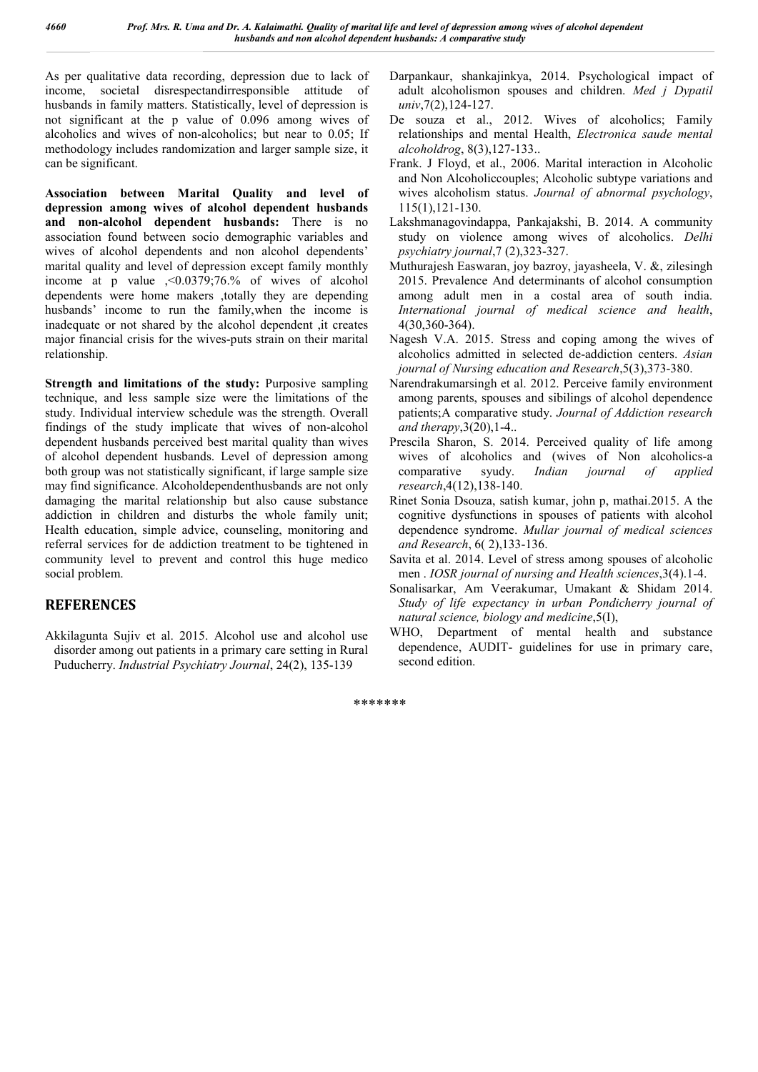As per qualitative data recording, depression due to lack of income, societal disrespectandirresponsible attitude of husbands in family matters. Statistically, level of depression is not significant at the p value of 0.096 among wives of alcoholics and wives of non-alcoholics; but near to 0.05; If methodology includes randomization and larger sample size, it can be significant.

**Association between Marital Quality and level of depression among wives of alcohol dependent husbands and non-alcohol dependent husbands:** There is no association found between socio demographic variables and wives of alcohol dependents and non alcohol dependents' marital quality and level of depression except family monthly income at p value ,<0.0379;76.% of wives of alcohol dependents were home makers ,totally they are depending husbands' income to run the family,when the income is inadequate or not shared by the alcohol dependent ,it creates major financial crisis for the wives-puts strain on their marital relationship.

**Strength and limitations of the study:** Purposive sampling technique, and less sample size were the limitations of the study. Individual interview schedule was the strength. Overall findings of the study implicate that wives of non-alcohol dependent husbands perceived best marital quality than wives of alcohol dependent husbands. Level of depression among both group was not statistically significant, if large sample size may find significance. Alcoholdependenthusbands are not only damaging the marital relationship but also cause substance addiction in children and disturbs the whole family unit; Health education, simple advice, counseling, monitoring and referral services for de addiction treatment to be tightened in community level to prevent and control this huge medico social problem.

## REFERENCES

Akkilagunta Sujiv et al. 2015. Alcohol use and alcohol use disorder among out patients in a primary care setting in Rural Puducherry. *Industrial Psychiatry Journal*, 24(2), 135-139

Darpankaur, shankajinkya, 2014. Psychological impact of adult alcoholismon spouses and children. *Med j Dypatil univ*,7(2),124-127.

De souza et al., 2012. Wives of alcoholics; Family relationships and mental Health, *Electronica saude mental alcoholdrog*, 8(3),127-133..

Frank. J Floyd, et al., 2006. Marital interaction in Alcoholic and Non Alcoholiccouples; Alcoholic subtype variations and wives alcoholism status. *Journal of abnormal psychology*, 115(1),121-130.

Lakshmanagovindappa, Pankajakshi, B. 2014. A community study on violence among wives of alcoholics. *Delhi psychiatry journal*,7 (2),323-327.

Muthurajesh Easwaran, joy bazroy, jayasheela, V. &, zilesingh 2015. Prevalence And determinants of alcohol consumption among adult men in a costal area of south india. *International journal of medical science and health*, 4(30,360-364).

Nagesh V.A. 2015. Stress and coping among the wives of alcoholics admitted in selected de-addiction centers. *Asian journal of Nursing education and Research*,5(3),373-380.

Narendrakumarsingh et al. 2012. Perceive family environment among parents, spouses and sibilings of alcohol dependence patients;A comparative study. *Journal of Addiction research and therapy*,3(20),1-4..

Prescila Sharon, S. 2014. Perceived quality of life among wives of alcoholics and (wives of Non alcoholics-a comparative syudy. *Indian journal of applied research*,4(12),138-140.

Rinet Sonia Dsouza, satish kumar, john p, mathai.2015. A the cognitive dysfunctions in spouses of patients with alcohol dependence syndrome. *Mullar journal of medical sciences and Research*, 6( 2),133-136.

Savita et al. 2014. Level of stress among spouses of alcoholic men . *IOSR journal of nursing and Health sciences*,3(4).1-4.

Sonalisarkar, Am Veerakumar, Umakant & Shidam 2014. *Study of life expectancy in urban Pondicherry journal of natural science, biology and medicine*,5(I),

WHO, Department of mental health and substance dependence, AUDIT- guidelines for use in primary care, second edition.

\*\*\*\*\*\*\*